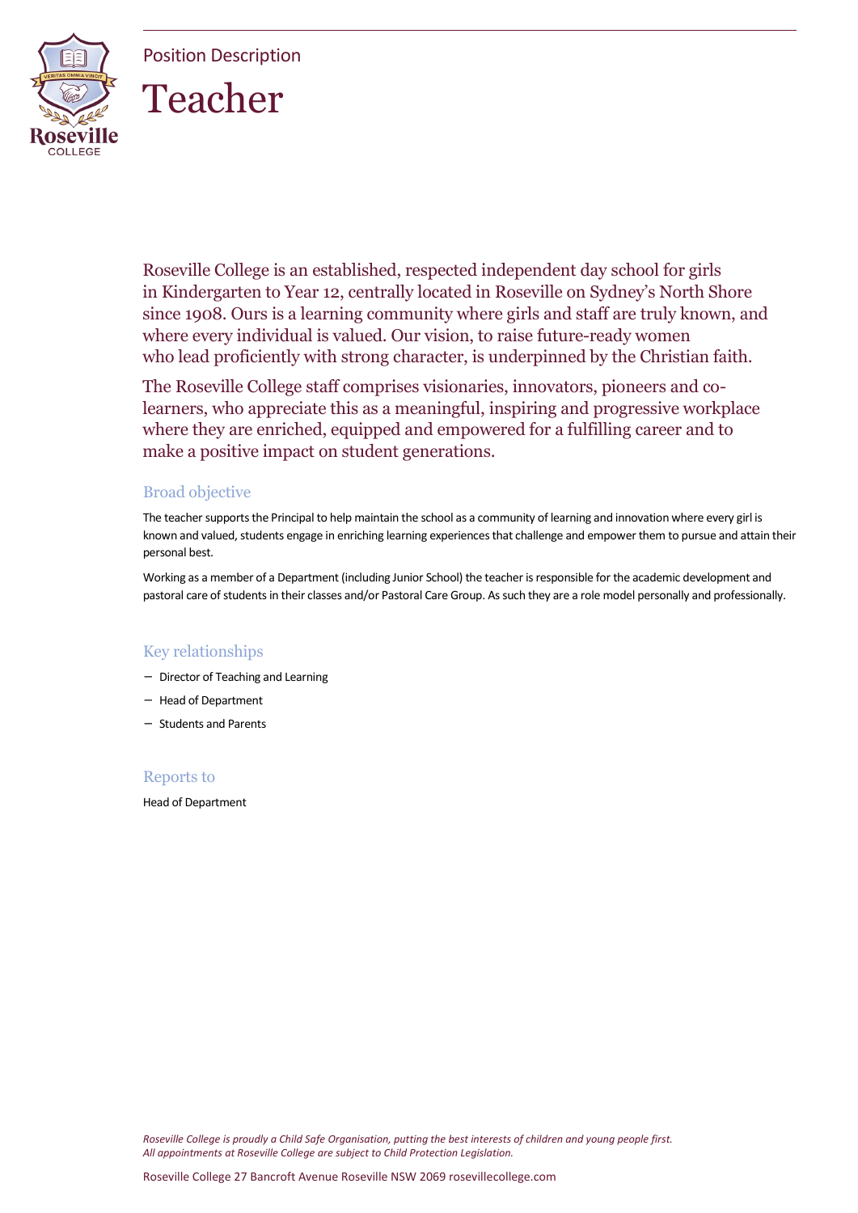Position Description

# Teacher

Roseville College is an established, respected independent day school for girls in Kindergarten to Year 12, centrally located in Roseville on Sydney's North Shore since 1908. Ours is a learning community where girls and staff are truly known, and where every individual is valued. Our vision, to raise future-ready women who lead proficiently with strong character, is underpinned by the Christian faith.

The Roseville College staff comprises visionaries, innovators, pioneers and co-learners, who appreciate this as a meaningful, inspiring and progressive workplace where they are enriched, equipped and empowered for a fulfilling career and to make a positive impact on student generations.

## Broad objective

The teacher supports the Principal to help maintain the school as a community of learning and innovation where every girl is known and valued, students engage in enriching learning experiences that challenge and empower them to pursue and attain their personal best.

Working as a member of a Department (including Junior School) the teacher is responsible for the academic development and pastoral care of students in their classes and/or Pastoral Care Group. As such they are a role model personally and professionally.

## Key relationships

- Director of Teaching and Learning
- Head of Department
- Students and Parents

## Reports to

Head of Department

*Roseville College is proudly a Child Safe Organisation, putting the best interests of children and young people first.*
*All appointments at Roseville College are subject to Child Protection Legislation.*

Roseville College 27 Bancroft Avenue Roseville NSW 2069 rosevillecollege.com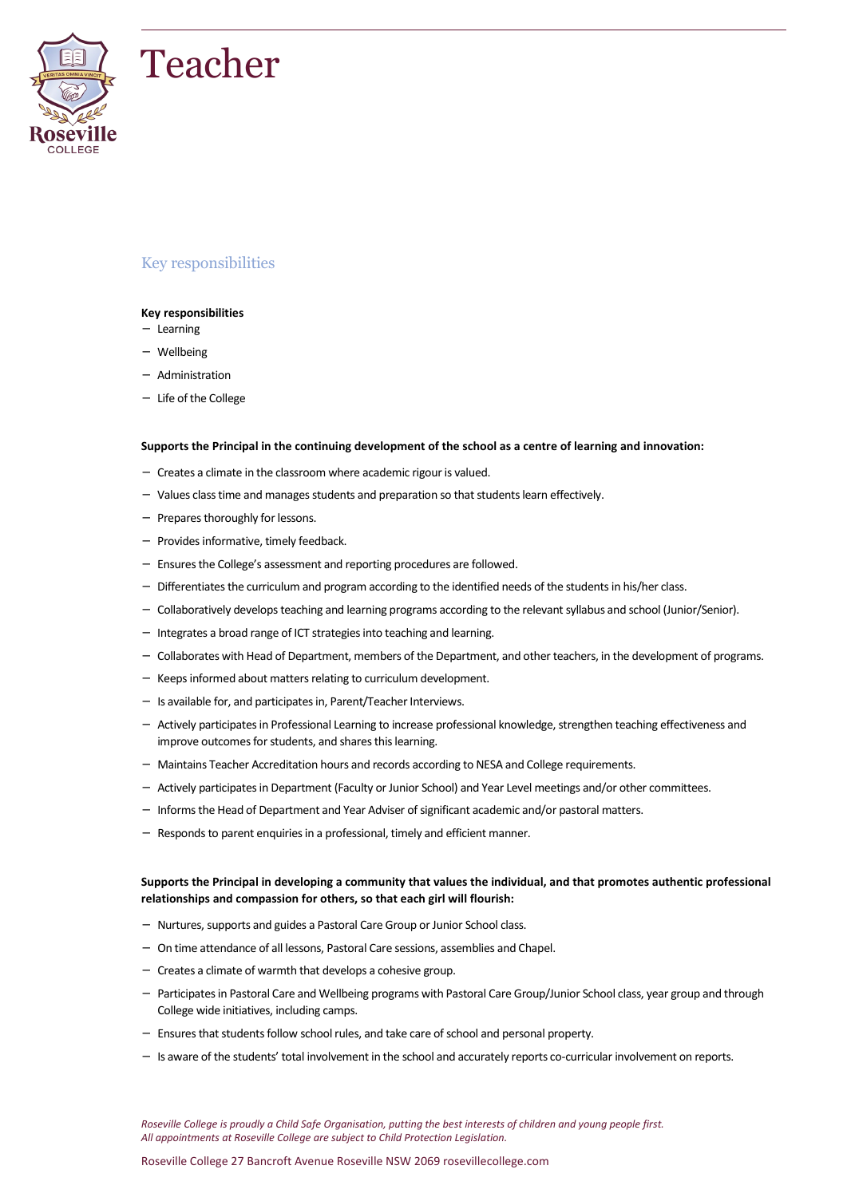# Teacher

## Key responsibilities

**Key responsibilities**

- Learning
- Wellbeing
- Administration
- Life of the College

**Supports the Principal in the continuing development of the school as a centre of learning and innovation:**

- Creates a climate in the classroom where academic rigour is valued.
- Values class time and manages students and preparation so that students learn effectively.
- Prepares thoroughly for lessons.
- Provides informative, timely feedback.
- Ensures the College's assessment and reporting procedures are followed.
- Differentiates the curriculum and program according to the identified needs of the students in his/her class.
- Collaboratively develops teaching and learning programs according to the relevant syllabus and school (Junior/Senior).
- Integrates a broad range of ICT strategies into teaching and learning.
- Collaborates with Head of Department, members of the Department, and other teachers, in the development of programs.
- Keeps informed about matters relating to curriculum development.
- Is available for, and participates in, Parent/Teacher Interviews.
- Actively participates in Professional Learning to increase professional knowledge, strengthen teaching effectiveness and improve outcomes for students, and shares this learning.
- Maintains Teacher Accreditation hours and records according to NESA and College requirements.
- Actively participates in Department (Faculty or Junior School) and Year Level meetings and/or other committees.
- Informs the Head of Department and Year Adviser of significant academic and/or pastoral matters.
- Responds to parent enquiries in a professional, timely and efficient manner.

**Supports the Principal in developing a community that values the individual, and that promotes authentic professional relationships and compassion for others, so that each girl will flourish:**

- Nurtures, supports and guides a Pastoral Care Group or Junior School class.
- On time attendance of all lessons, Pastoral Care sessions, assemblies and Chapel.
- Creates a climate of warmth that develops a cohesive group.
- Participates in Pastoral Care and Wellbeing programs with Pastoral Care Group/Junior School class, year group and through College wide initiatives, including camps.
- Ensures that students follow school rules, and take care of school and personal property.
- Is aware of the students' total involvement in the school and accurately reports co-curricular involvement on reports.

*Roseville College is proudly a Child Safe Organisation, putting the best interests of children and young people first.*
*All appointments at Roseville College are subject to Child Protection Legislation.*

Roseville College 27 Bancroft Avenue Roseville NSW 2069 rosevillecollege.com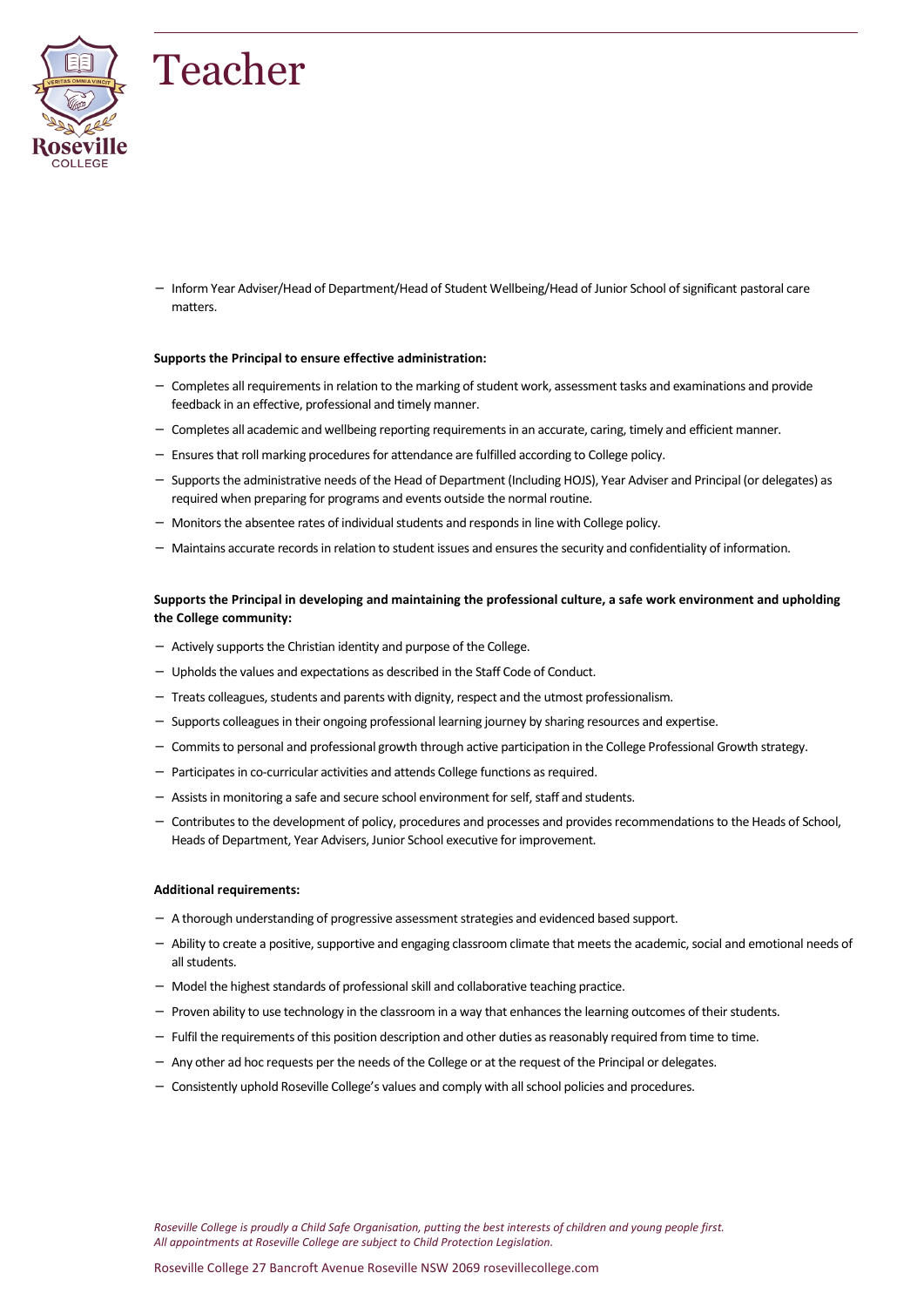- Inform Year Adviser/Head of Department/Head of Student Wellbeing/Head of Junior School of significant pastoral care matters.

**Supports the Principal to ensure effective administration:**

- Completes all requirements in relation to the marking of student work, assessment tasks and examinations and provide feedback in an effective, professional and timely manner.
- Completes all academic and wellbeing reporting requirements in an accurate, caring, timely and efficient manner.
- Ensures that roll marking procedures for attendance are fulfilled according to College policy.
- Supports the administrative needs of the Head of Department (Including HOJS), Year Adviser and Principal (or delegates) as required when preparing for programs and events outside the normal routine.
- Monitors the absentee rates of individual students and responds in line with College policy.
- Maintains accurate records in relation to student issues and ensures the security and confidentiality of information.

**Supports the Principal in developing and maintaining the professional culture, a safe work environment and upholding the College community:**

- Actively supports the Christian identity and purpose of the College.
- Upholds the values and expectations as described in the Staff Code of Conduct.
- Treats colleagues, students and parents with dignity, respect and the utmost professionalism.
- Supports colleagues in their ongoing professional learning journey by sharing resources and expertise.
- Commits to personal and professional growth through active participation in the College Professional Growth strategy.
- Participates in co-curricular activities and attends College functions as required.
- Assists in monitoring a safe and secure school environment for self, staff and students.
- Contributes to the development of policy, procedures and processes and provides recommendations to the Heads of School, Heads of Department, Year Advisers, Junior School executive for improvement.

**Additional requirements:**

- A thorough understanding of progressive assessment strategies and evidenced based support.
- Ability to create a positive, supportive and engaging classroom climate that meets the academic, social and emotional needs of all students.
- Model the highest standards of professional skill and collaborative teaching practice.
- Proven ability to use technology in the classroom in a way that enhances the learning outcomes of their students.
- Fulfil the requirements of this position description and other duties as reasonably required from time to time.
- Any other ad hoc requests per the needs of the College or at the request of the Principal or delegates.
- Consistently uphold Roseville College's values and comply with all school policies and procedures.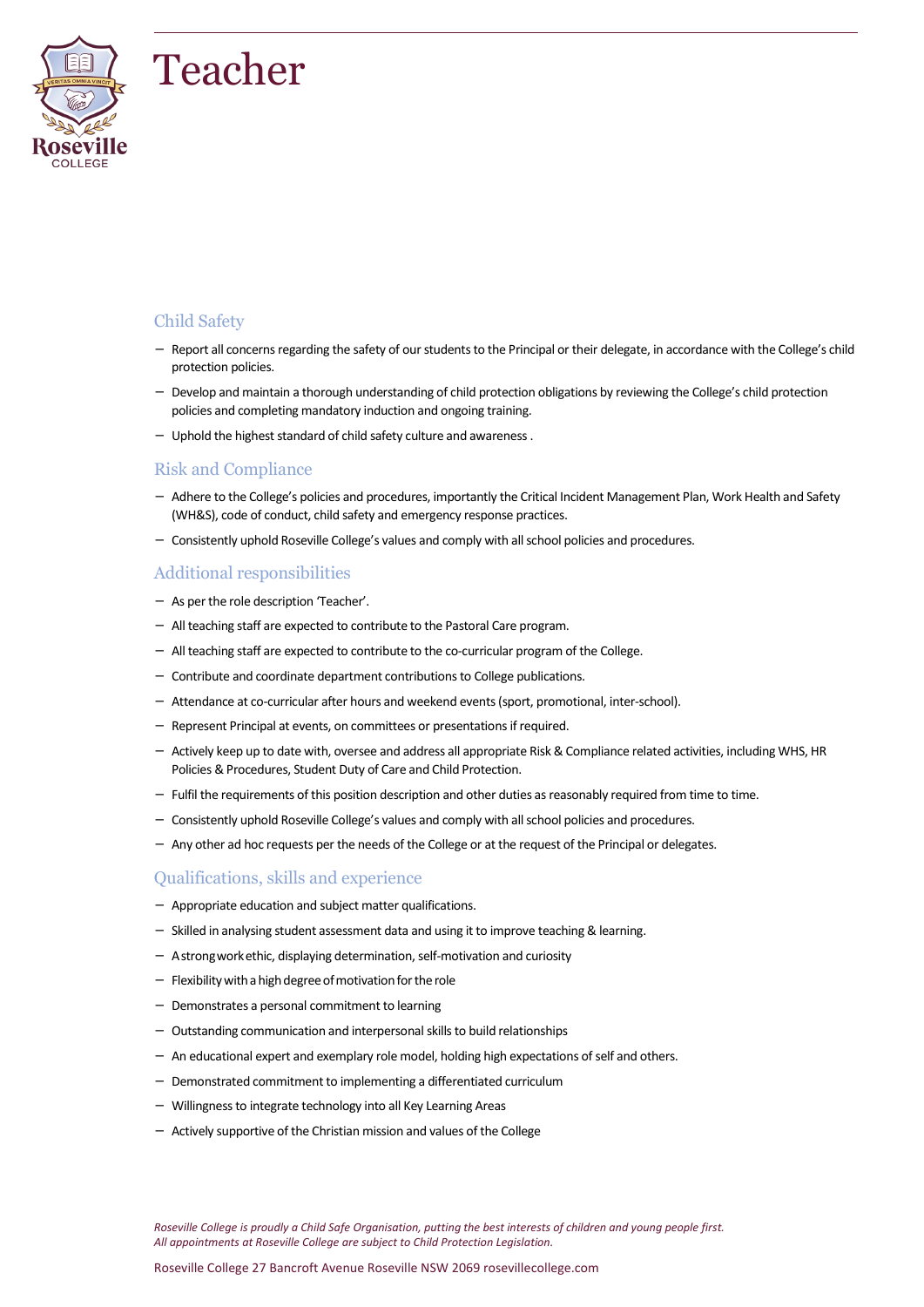# Teacher

## Child Safety

- Report all concerns regarding the safety of our students to the Principal or their delegate, in accordance with the College's child protection policies.
- Develop and maintain a thorough understanding of child protection obligations by reviewing the College's child protection policies and completing mandatory induction and ongoing training.
- Uphold the highest standard of child safety culture and awareness .

## Risk and Compliance

- Adhere to the College's policies and procedures, importantly the Critical Incident Management Plan, Work Health and Safety (WH&S), code of conduct, child safety and emergency response practices.
- Consistently uphold Roseville College's values and comply with all school policies and procedures.

## Additional responsibilities

- As per the role description 'Teacher'.
- All teaching staff are expected to contribute to the Pastoral Care program.
- All teaching staff are expected to contribute to the co-curricular program of the College.
- Contribute and coordinate department contributions to College publications.
- Attendance at co-curricular after hours and weekend events (sport, promotional, inter-school).
- Represent Principal at events, on committees or presentations if required.
- Actively keep up to date with, oversee and address all appropriate Risk & Compliance related activities, including WHS, HR Policies & Procedures, Student Duty of Care and Child Protection.
- Fulfil the requirements of this position description and other duties as reasonably required from time to time.
- Consistently uphold Roseville College's values and comply with all school policies and procedures.
- Any other ad hoc requests per the needs of the College or at the request of the Principal or delegates.

## Qualifications, skills and experience

- Appropriate education and subject matter qualifications.
- Skilled in analysing student assessment data and using it to improve teaching & learning.
- A strong work ethic, displaying determination, self-motivation and curiosity
- Flexibility with a high degree of motivation for the role
- Demonstrates a personal commitment to learning
- Outstanding communication and interpersonal skills to build relationships
- An educational expert and exemplary role model, holding high expectations of self and others.
- Demonstrated commitment to implementing a differentiated curriculum
- Willingness to integrate technology into all Key Learning Areas
- Actively supportive of the Christian mission and values of the College

*Roseville College is proudly a Child Safe Organisation, putting the best interests of children and young people first.*
*All appointments at Roseville College are subject to Child Protection Legislation.*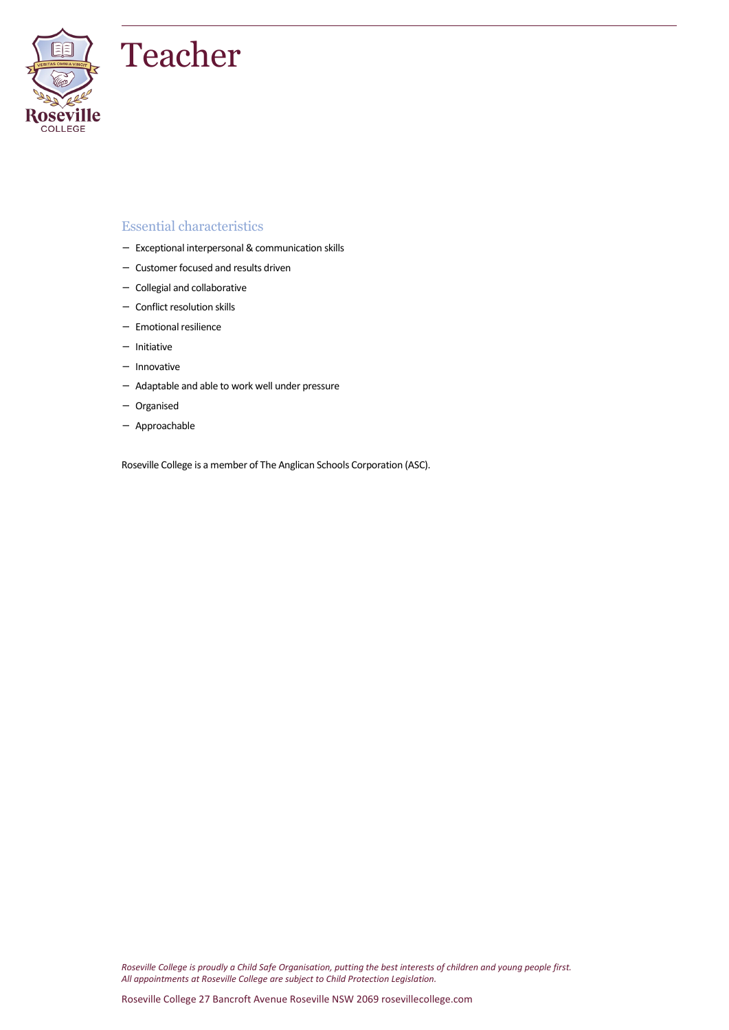# Teacher

## Essential characteristics

- Exceptional interpersonal & communication skills
- Customer focused and results driven
- Collegial and collaborative
- Conflict resolution skills
- Emotional resilience
- Initiative
- Innovative
- Adaptable and able to work well under pressure
- Organised
- Approachable

Roseville College is a member of The Anglican Schools Corporation (ASC).

*Roseville College is proudly a Child Safe Organisation, putting the best interests of children and young people first.*
*All appointments at Roseville College are subject to Child Protection Legislation.*

Roseville College 27 Bancroft Avenue Roseville NSW 2069 rosevillecollege.com